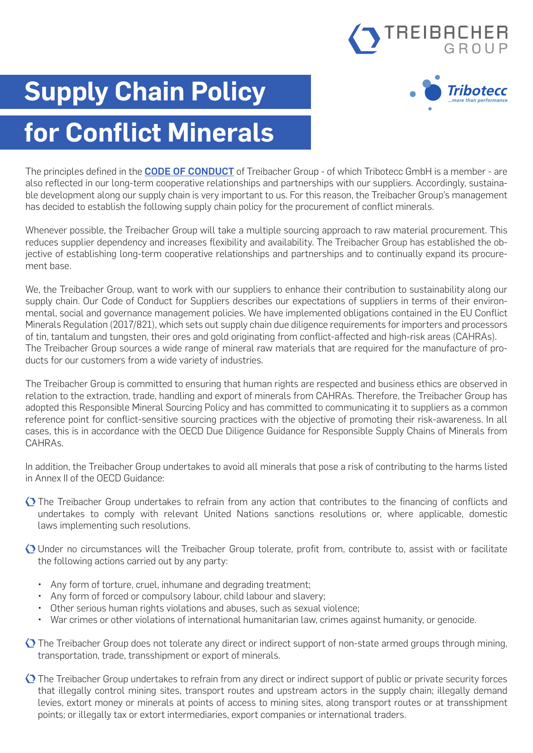# Supply Chain Policy for Conflict Minerals

The principles defined in the **CODE OF CONDUCT** of Treibacher Group - of which Tribotecc GmbH is a member - are also reflected in our long-term cooperative relationships and partnerships with our suppliers. Accordingly, sustainable development along our supply chain is very important to us. For this reason, the Treibacher Group's management has decided to establish the following supply chain policy for the procurement of conflict minerals.

Whenever possible, the Treibacher Group will take a multiple sourcing approach to raw material procurement. This reduces supplier dependency and increases flexibility and availability. The Treibacher Group has established the objective of establishing long-term cooperative relationships and partnerships and to continually expand its procurement base.

We, the Treibacher Group, want to work with our suppliers to enhance their contribution to sustainability along our supply chain. Our Code of Conduct for Suppliers describes our expectations of suppliers in terms of their environmental, social and governance management policies. We have implemented obligations contained in the EU Conflict Minerals Regulation (2017/821), which sets out supply chain due diligence requirements for importers and processors of tin, tantalum and tungsten, their ores and gold originating from conflict-affected and high-risk areas (CAHRAs).
The Treibacher Group sources a wide range of mineral raw materials that are required for the manufacture of products for our customers from a wide variety of industries.

The Treibacher Group is committed to ensuring that human rights are respected and business ethics are observed in relation to the extraction, trade, handling and export of minerals from CAHRAs. Therefore, the Treibacher Group has adopted this Responsible Mineral Sourcing Policy and has committed to communicating it to suppliers as a common reference point for conflict-sensitive sourcing practices with the objective of promoting their risk-awareness. In all cases, this is in accordance with the OECD Due Diligence Guidance for Responsible Supply Chains of Minerals from CAHRAs.

In addition, the Treibacher Group undertakes to avoid all minerals that pose a risk of contributing to the harms listed in Annex II of the OECD Guidance:

- The Treibacher Group undertakes to refrain from any action that contributes to the financing of conflicts and undertakes to comply with relevant United Nations sanctions resolutions or, where applicable, domestic laws implementing such resolutions.
- Under no circumstances will the Treibacher Group tolerate, profit from, contribute to, assist with or facilitate the following actions carried out by any party:
  - Any form of torture, cruel, inhumane and degrading treatment;
  - Any form of forced or compulsory labour, child labour and slavery;
  - Other serious human rights violations and abuses, such as sexual violence;
  - War crimes or other violations of international humanitarian law, crimes against humanity, or genocide.
- The Treibacher Group does not tolerate any direct or indirect support of non-state armed groups through mining, transportation, trade, transshipment or export of minerals.
- The Treibacher Group undertakes to refrain from any direct or indirect support of public or private security forces that illegally control mining sites, transport routes and upstream actors in the supply chain; illegally demand levies, extort money or minerals at points of access to mining sites, along transport routes or at transshipment points; or illegally tax or extort intermediaries, export companies or international traders.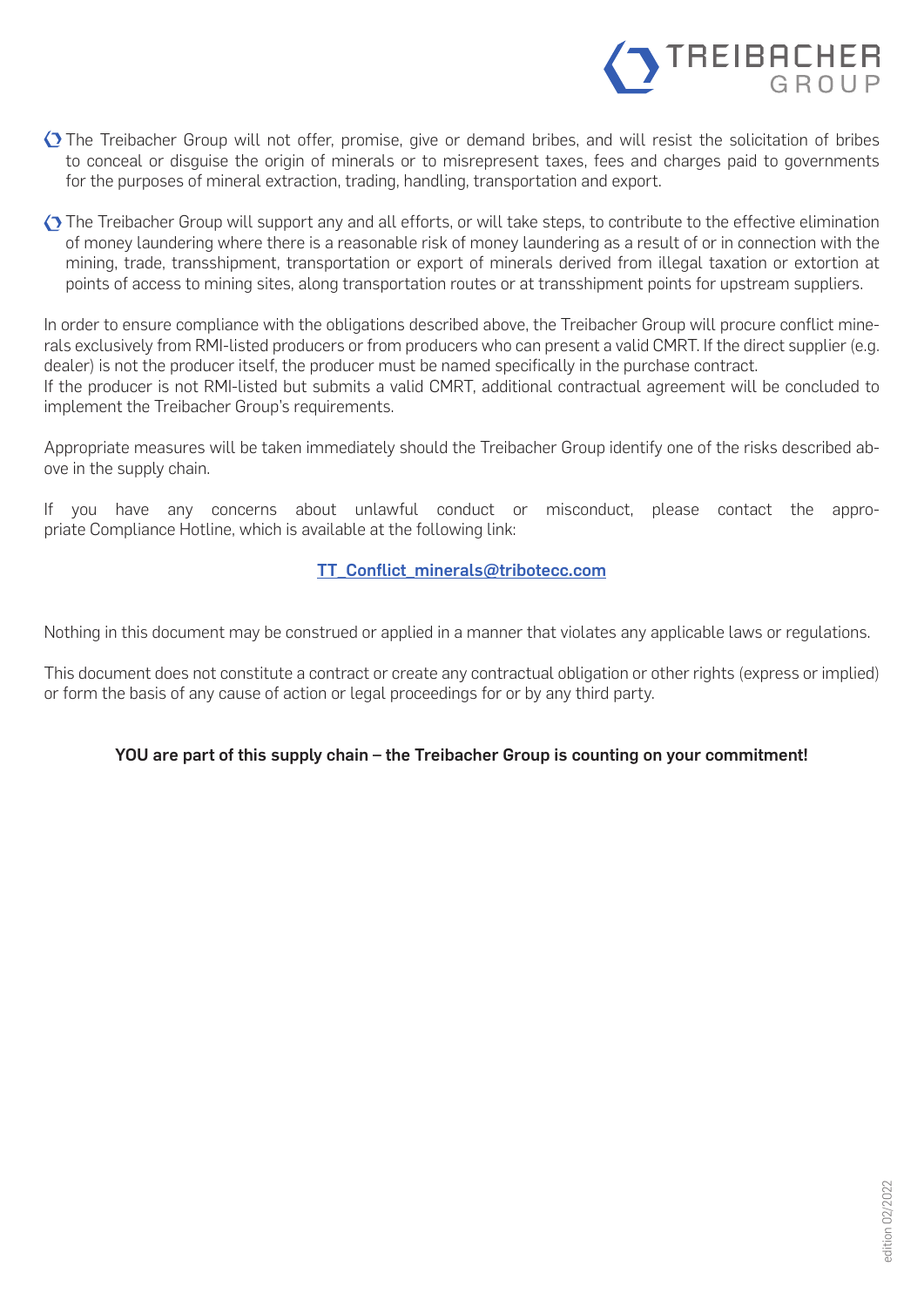- The Treibacher Group will not offer, promise, give or demand bribes, and will resist the solicitation of bribes to conceal or disguise the origin of minerals or to misrepresent taxes, fees and charges paid to governments for the purposes of mineral extraction, trading, handling, transportation and export.
- The Treibacher Group will support any and all efforts, or will take steps, to contribute to the effective elimination of money laundering where there is a reasonable risk of money laundering as a result of or in connection with the mining, trade, transshipment, transportation or export of minerals derived from illegal taxation or extortion at points of access to mining sites, along transportation routes or at transshipment points for upstream suppliers.

In order to ensure compliance with the obligations described above, the Treibacher Group will procure conflict minerals exclusively from RMI-listed producers or from producers who can present a valid CMRT. If the direct supplier (e.g. dealer) is not the producer itself, the producer must be named specifically in the purchase contract.
If the producer is not RMI-listed but submits a valid CMRT, additional contractual agreement will be concluded to implement the Treibacher Group's requirements.

Appropriate measures will be taken immediately should the Treibacher Group identify one of the risks described above in the supply chain.

If you have any concerns about unlawful conduct or misconduct, please contact the appropriate Compliance Hotline, which is available at the following link:

**TT_Conflict_minerals@tribotecc.com**

Nothing in this document may be construed or applied in a manner that violates any applicable laws or regulations.

This document does not constitute a contract or create any contractual obligation or other rights (express or implied) or form the basis of any cause of action or legal proceedings for or by any third party.

**YOU are part of this supply chain – the Treibacher Group is counting on your commitment!**

edition 02/2022